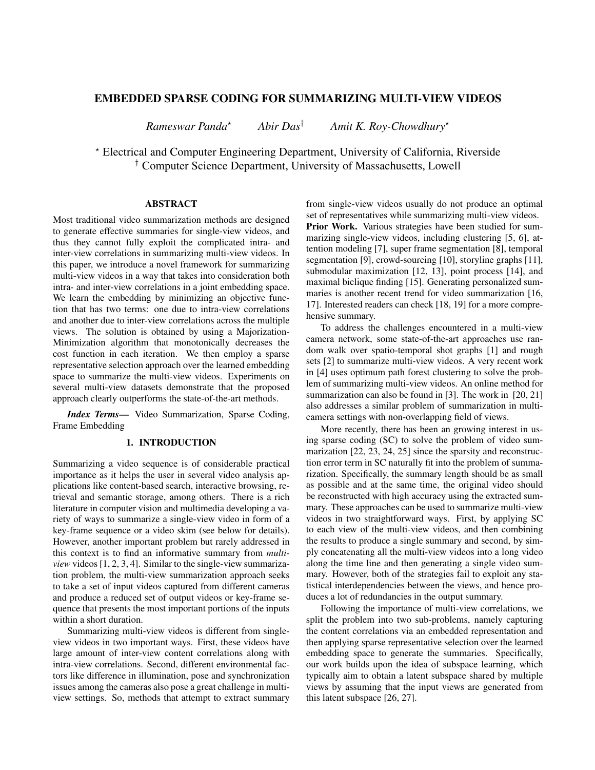# EMBEDDED SPARSE CODING FOR SUMMARIZING MULTI-VIEW VIDEOS

*Rameswar Panda*[⋆] *Abir Das*[†] *Amit K. Roy-Chowdhury*[⋆]

[⋆] Electrical and Computer Engineering Department, University of California, Riverside
[†] Computer Science Department, University of Massachusetts, Lowell

## ABSTRACT

Most traditional video summarization methods are designed to generate effective summaries for single-view videos, and thus they cannot fully exploit the complicated intra- and inter-view correlations in summarizing multi-view videos. In this paper, we introduce a novel framework for summarizing multi-view videos in a way that takes into consideration both intra- and inter-view correlations in a joint embedding space. We learn the embedding by minimizing an objective function that has two terms: one due to intra-view correlations and another due to inter-view correlations across the multiple views. The solution is obtained by using a Majorization-Minimization algorithm that monotonically decreases the cost function in each iteration. We then employ a sparse representative selection approach over the learned embedding space to summarize the multi-view videos. Experiments on several multi-view datasets demonstrate that the proposed approach clearly outperforms the state-of-the-art methods.

***Index Terms***— Video Summarization, Sparse Coding, Frame Embedding

## 1. INTRODUCTION

Summarizing a video sequence is of considerable practical importance as it helps the user in several video analysis applications like content-based search, interactive browsing, retrieval and semantic storage, among others. There is a rich literature in computer vision and multimedia developing a variety of ways to summarize a single-view video in form of a key-frame sequence or a video skim (see below for details). However, another important problem but rarely addressed in this context is to find an informative summary from *multi-view* videos [1, 2, 3, 4]. Similar to the single-view summarization problem, the multi-view summarization approach seeks to take a set of input videos captured from different cameras and produce a reduced set of output videos or key-frame sequence that presents the most important portions of the inputs within a short duration.

Summarizing multi-view videos is different from single-view videos in two important ways. First, these videos have large amount of inter-view content correlations along with intra-view correlations. Second, different environmental factors like difference in illumination, pose and synchronization issues among the cameras also pose a great challenge in multi-view settings. So, methods that attempt to extract summary from single-view videos usually do not produce an optimal set of representatives while summarizing multi-view videos.

**Prior Work.** Various strategies have been studied for summarizing single-view videos, including clustering [5, 6], attention modeling [7], super frame segmentation [8], temporal segmentation [9], crowd-sourcing [10], storyline graphs [11], submodular maximization [12, 13], point process [14], and maximal biclique finding [15]. Generating personalized summaries is another recent trend for video summarization [16, 17]. Interested readers can check [18, 19] for a more comprehensive summary.

To address the challenges encountered in a multi-view camera network, some state-of-the-art approaches use random walk over spatio-temporal shot graphs [1] and rough sets [2] to summarize multi-view videos. A very recent work in [4] uses optimum path forest clustering to solve the problem of summarizing multi-view videos. An online method for summarization can also be found in [3]. The work in [20, 21] also addresses a similar problem of summarization in multi-camera settings with non-overlapping field of views.

More recently, there has been an growing interest in using sparse coding (SC) to solve the problem of video summarization [22, 23, 24, 25] since the sparsity and reconstruction error term in SC naturally fit into the problem of summarization. Specifically, the summary length should be as small as possible and at the same time, the original video should be reconstructed with high accuracy using the extracted summary. These approaches can be used to summarize multi-view videos in two straightforward ways. First, by applying SC to each view of the multi-view videos, and then combining the results to produce a single summary and second, by simply concatenating all the multi-view videos into a long video along the time line and then generating a single video summary. However, both of the strategies fail to exploit any statistical interdependencies between the views, and hence produces a lot of redundancies in the output summary.

Following the importance of multi-view correlations, we split the problem into two sub-problems, namely capturing the content correlations via an embedded representation and then applying sparse representative selection over the learned embedding space to generate the summaries. Specifically, our work builds upon the idea of subspace learning, which typically aim to obtain a latent subspace shared by multiple views by assuming that the input views are generated from this latent subspace [26, 27].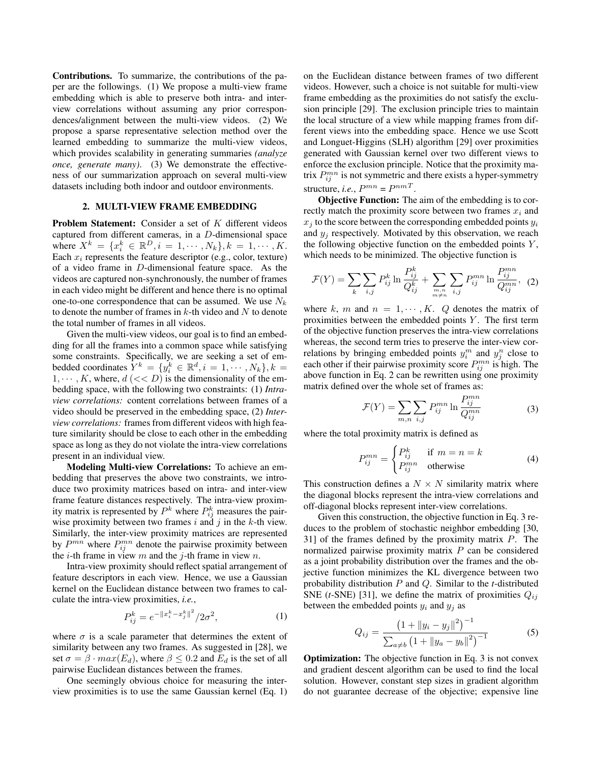**Contributions.** To summarize, the contributions of the paper are the followings. (1) We propose a multi-view frame embedding which is able to preserve both intra- and inter-view correlations without assuming any prior correspondences/alignment between the multi-view videos. (2) We propose a sparse representative selection method over the learned embedding to summarize the multi-view videos, which provides scalability in generating summaries *(analyze once, generate many)*. (3) We demonstrate the effectiveness of our summarization approach on several multi-view datasets including both indoor and outdoor environments.

## 2. MULTI-VIEW FRAME EMBEDDING

**Problem Statement:** Consider a set of $K$ different videos captured from different cameras, in a $D$-dimensional space where $X^k = \{x_i^k \in \mathbb{R}^D, i = 1, \cdots, N_k\}, k = 1, \cdots, K$. Each $x_i$ represents the feature descriptor (e.g., color, texture) of a video frame in $D$-dimensional feature space. As the videos are captured non-synchronously, the number of frames in each video might be different and hence there is no optimal one-to-one correspondence that can be assumed. We use $N_k$ to denote the number of frames in $k$-th video and $N$ to denote the total number of frames in all videos.

Given the multi-view videos, our goal is to find an embedding for all the frames into a common space while satisfying some constraints. Specifically, we are seeking a set of embedded coordinates $Y^k = \{y_i^k \in \mathbb{R}^d, i = 1, \cdots, N_k\}, k = 1, \cdots, K$, where, $d$ ($<< D$) is the dimensionality of the embedding space, with the following two constraints: (1) *Intra-view correlations:* content correlations between frames of a video should be preserved in the embedding space, (2) *Inter-view correlations:* frames from different videos with high feature similarity should be close to each other in the embedding space as long as they do not violate the intra-view correlations present in an individual view.

**Modeling Multi-view Correlations:** To achieve an embedding that preserves the above two constraints, we introduce two proximity matrices based on intra- and inter-view frame feature distances respectively. The intra-view proximity matrix is represented by $P^k$ where $P_{ij}^k$ measures the pairwise proximity between two frames $i$ and $j$ in the $k$-th view. Similarly, the inter-view proximity matrices are represented by $P^{mn}$ where $P_{ij}^{mn}$ denote the pairwise proximity between the $i$-th frame in view $m$ and the $j$-th frame in view $n$.

Intra-view proximity should reflect spatial arrangement of feature descriptors in each view. Hence, we use a Gaussian kernel on the Euclidean distance between two frames to calculate the intra-view proximities, *i.e.*,

$$P_{ij}^k = e^{-\|x_i^k - x_j^k\|^2} / 2\sigma^2, \tag{1}$$

where $\sigma$ is a scale parameter that determines the extent of similarity between any two frames. As suggested in [28], we set $\sigma = \beta \cdot max(E_d)$, where $\beta \leq 0.2$ and $E_d$ is the set of all pairwise Euclidean distances between the frames.

One seemingly obvious choice for measuring the inter-view proximities is to use the same Gaussian kernel (Eq. 1) on the Euclidean distance between frames of two different videos. However, such a choice is not suitable for multi-view frame embedding as the proximities do not satisfy the exclusion principle [29]. The exclusion principle tries to maintain the local structure of a view while mapping frames from different views into the embedding space. Hence we use Scott and Longuet-Higgins (SLH) algorithm [29] over proximities generated with Gaussian kernel over two different views to enforce the exclusion principle. Notice that the proximity matrix $P_{ij}^{mn}$ is not symmetric and there exists a hyper-symmetry structure, *i.e.*, $P^{mn} = P^{nmT}$.

**Objective Function:** The aim of the embedding is to correctly match the proximity score between two frames $x_i$ and $x_j$ to the score between the corresponding embedded points $y_i$ and $y_j$ respectively. Motivated by this observation, we reach the following objective function on the embedded points $Y$, which needs to be minimized. The objective function is

$$\mathcal{F}(Y) = \sum_k \sum_{i,j} P_{ij}^k \ln \frac{P_{ij}^k}{Q_{ij}^k} + \sum_{\substack{m,n \\ m \neq n}} \sum_{i,j} P_{ij}^{mn} \ln \frac{P_{ij}^{mn}}{Q_{ij}^{mn}}, \tag{2}$$

where $k$, $m$ and $n = 1, \cdots, K$. $Q$ denotes the matrix of proximities between the embedded points $Y$. The first term of the objective function preserves the intra-view correlations whereas, the second term tries to preserve the inter-view correlations by bringing embedded points $y_i^m$ and $y_j^n$ close to each other if their pairwise proximity score $P_{ij}^{mn}$ is high. The above function in Eq. 2 can be rewritten using one proximity matrix defined over the whole set of frames as:

$$\mathcal{F}(Y) = \sum_{m,n} \sum_{i,j} P_{ij}^{mn} \ln \frac{P_{ij}^{mn}}{Q_{ij}^{mn}} \tag{3}$$

where the total proximity matrix is defined as

$$P_{ij}^{mn} = \begin{cases} P_{ij}^k & \text{if } m = n = k \\ P_{ij}^{mn} & \text{otherwise} \end{cases} \tag{4}$$

This construction defines a $N \times N$ similarity matrix where the diagonal blocks represent the intra-view correlations and off-diagonal blocks represent inter-view correlations.

Given this construction, the objective function in Eq. 3 reduces to the problem of stochastic neighbor embedding [30, 31] of the frames defined by the proximity matrix $P$. The normalized pairwise proximity matrix $P$ can be considered as a joint probability distribution over the frames and the objective function minimizes the KL divergence between two probability distribution $P$ and $Q$. Similar to the $t$-distributed SNE ($t$-SNE) [31], we define the matrix of proximities $Q_{ij}$ between the embedded points $y_i$ and $y_j$ as

$$Q_{ij} = \frac{\left(1 + \|y_i - y_j\|^2\right)^{-1}}{\sum_{a \neq b} \left(1 + \|y_a - y_b\|^2\right)^{-1}} \tag{5}$$

**Optimization:** The objective function in Eq. 3 is not convex and gradient descent algorithm can be used to find the local solution. However, constant step sizes in gradient algorithm do not guarantee decrease of the objective; expensive line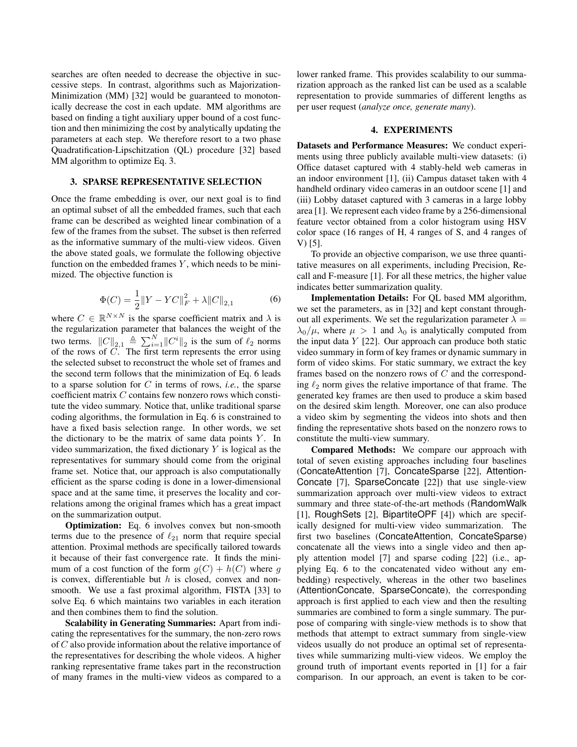searches are often needed to decrease the objective in successive steps. In contrast, algorithms such as Majorization-Minimization (MM) [32] would be guaranteed to monotonically decrease the cost in each update. MM algorithms are based on finding a tight auxiliary upper bound of a cost function and then minimizing the cost by analytically updating the parameters at each step. We therefore resort to a two phase Quadratification-Lipschitzation (QL) procedure [32] based MM algorithm to optimize Eq. 3.

## 3. SPARSE REPRESENTATIVE SELECTION

Once the frame embedding is over, our next goal is to find an optimal subset of all the embedded frames, such that each frame can be described as weighted linear combination of a few of the frames from the subset. The subset is then referred as the informative summary of the multi-view videos. Given the above stated goals, we formulate the following objective function on the embedded frames $Y$, which needs to be minimized. The objective function is

$$\Phi(C) = \frac{1}{2}\|Y - YC\|_F^2 + \lambda\|C\|_{2,1} \tag{6}$$

where $C \in \mathbb{R}^{N \times N}$ is the sparse coefficient matrix and $\lambda$ is the regularization parameter that balances the weight of the two terms. $\|C\|_{2,1} \triangleq \sum_{i=1}^{N}\|C^i\|_2$ is the sum of $\ell_2$ norms of the rows of $C$. The first term represents the error using the selected subset to reconstruct the whole set of frames and the second term follows that the minimization of Eq. 6 leads to a sparse solution for $C$ in terms of rows, *i.e.*, the sparse coefficient matrix $C$ contains few nonzero rows which constitute the video summary. Notice that, unlike traditional sparse coding algorithms, the formulation in Eq. 6 is constrained to have a fixed basis selection range. In other words, we set the dictionary to be the matrix of same data points $Y$. In video summarization, the fixed dictionary $Y$ is logical as the representatives for summary should come from the original frame set. Notice that, our approach is also computationally efficient as the sparse coding is done in a lower-dimensional space and at the same time, it preserves the locality and correlations among the original frames which has a great impact on the summarization output.

**Optimization:** Eq. 6 involves convex but non-smooth terms due to the presence of $\ell_{21}$ norm that require special attention. Proximal methods are specifically tailored towards it because of their fast convergence rate. It finds the minimum of a cost function of the form $g(C) + h(C)$ where $g$ is convex, differentiable but $h$ is closed, convex and non-smooth. We use a fast proximal algorithm, FISTA [33] to solve Eq. 6 which maintains two variables in each iteration and then combines them to find the solution.

**Scalability in Generating Summaries:** Apart from indicating the representatives for the summary, the non-zero rows of $C$ also provide information about the relative importance of the representatives for describing the whole videos. A higher ranking representative frame takes part in the reconstruction of many frames in the multi-view videos as compared to a lower ranked frame. This provides scalability to our summarization approach as the ranked list can be used as a scalable representation to provide summaries of different lengths as per user request (*analyze once, generate many*).

## 4. EXPERIMENTS

**Datasets and Performance Measures:** We conduct experiments using three publicly available multi-view datasets: (i) Office dataset captured with 4 stably-held web cameras in an indoor environment [1], (ii) Campus dataset taken with 4 handheld ordinary video cameras in an outdoor scene [1] and (iii) Lobby dataset captured with 3 cameras in a large lobby area [1]. We represent each video frame by a 256-dimensional feature vector obtained from a color histogram using HSV color space (16 ranges of H, 4 ranges of S, and 4 ranges of V) [5].

To provide an objective comparison, we use three quantitative measures on all experiments, including Precision, Recall and F-measure [1]. For all these metrics, the higher value indicates better summarization quality.

**Implementation Details:** For QL based MM algorithm, we set the parameters, as in [32] and kept constant throughout all experiments. We set the regularization parameter $\lambda = \lambda_0/\mu$, where $\mu > 1$ and $\lambda_0$ is analytically computed from the input data $Y$ [22]. Our approach can produce both static video summary in form of key frames or dynamic summary in form of video skims. For static summary, we extract the key frames based on the nonzero rows of $C$ and the corresponding $\ell_2$ norm gives the relative importance of that frame. The generated key frames are then used to produce a skim based on the desired skim length. Moreover, one can also produce a video skim by segmenting the videos into shots and then finding the representative shots based on the nonzero rows to constitute the multi-view summary.

**Compared Methods:** We compare our approach with total of seven existing approaches including four baselines (ConcateAttention [7], ConcateSparse [22], AttentionConcate [7], SparseConcate [22]) that use single-view summarization approach over multi-view videos to extract summary and three state-of-the-art methods (RandomWalk [1], RoughSets [2], BipartiteOPF [4]) which are specifically designed for multi-view video summarization. The first two baselines (ConcateAttention, ConcateSparse) concatenate all the views into a single video and then apply attention model [7] and sparse coding [22] (i.e., applying Eq. 6 to the concatenated video without any embedding) respectively, whereas in the other two baselines (AttentionConcate, SparseConcate), the corresponding approach is first applied to each view and then the resulting summaries are combined to form a single summary. The purpose of comparing with single-view methods is to show that methods that attempt to extract summary from single-view videos usually do not produce an optimal set of representatives while summarizing multi-view videos. We employ the ground truth of important events reported in [1] for a fair comparison. In our approach, an event is taken to be cor-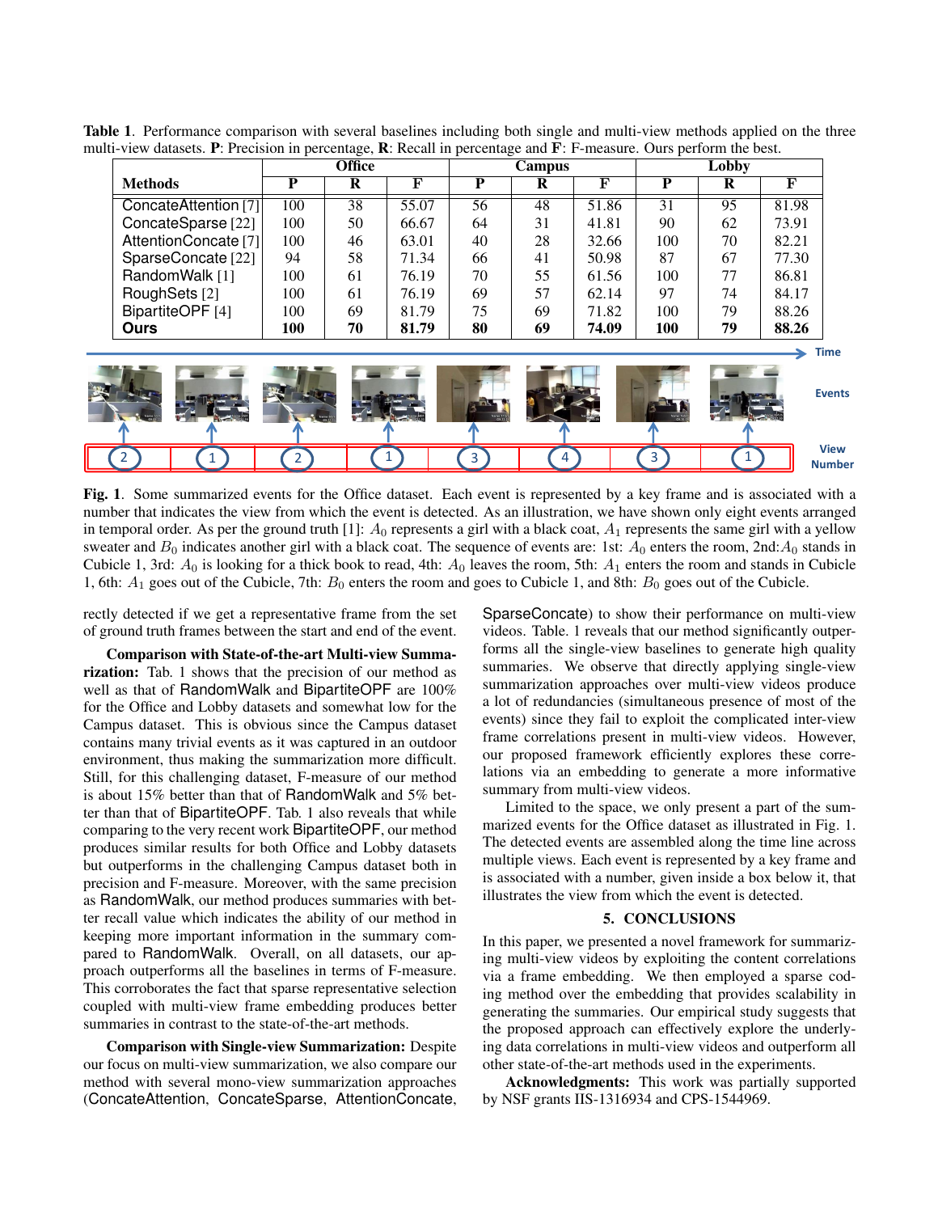**Table 1**. Performance comparison with several baselines including both single and multi-view methods applied on the three multi-view datasets. **P**: Precision in percentage, **R**: Recall in percentage and **F**: F-measure. Ours perform the best.

| Methods | Office | | | Campus | | | Lobby | | |
|---|---|---|---|---|---|---|---|---|---|
| | **P** | **R** | **F** | **P** | **R** | **F** | **P** | **R** | **F** |
| ConcateAttention [7] | 100 | 38 | 55.07 | 56 | 48 | 51.86 | 31 | 95 | 81.98 |
| ConcateSparse [22] | 100 | 50 | 66.67 | 64 | 31 | 41.81 | 90 | 62 | 73.91 |
| AttentionConcate [7] | 100 | 46 | 63.01 | 40 | 28 | 32.66 | 100 | 70 | 82.21 |
| SparseConcate [22] | 94 | 58 | 71.34 | 66 | 41 | 50.98 | 87 | 67 | 77.30 |
| RandomWalk [1] | 100 | 61 | 76.19 | 70 | 55 | 61.56 | 100 | 77 | 86.81 |
| RoughSets [2] | 100 | 61 | 76.19 | 69 | 57 | 62.14 | 97 | 74 | 84.17 |
| BipartiteOPF [4] | 100 | 69 | 81.79 | 75 | 69 | 71.82 | 100 | 79 | 88.26 |
| **Ours** | **100** | **70** | **81.79** | **80** | **69** | **74.09** | **100** | **79** | **88.26** |

Time

Events

2 1 2 1 3 4 3 1

View Number

**Fig. 1**. Some summarized events for the Office dataset. Each event is represented by a key frame and is associated with a number that indicates the view from which the event is detected. As an illustration, we have shown only eight events arranged in temporal order. As per the ground truth [1]: $A_0$ represents a girl with a black coat, $A_1$ represents the same girl with a yellow sweater and $B_0$ indicates another girl with a black coat. The sequence of events are: 1st: $A_0$ enters the room, 2nd:$A_0$ stands in Cubicle 1, 3rd: $A_0$ is looking for a thick book to read, 4th: $A_0$ leaves the room, 5th: $A_1$ enters the room and stands in Cubicle 1, 6th: $A_1$ goes out of the Cubicle, 7th: $B_0$ enters the room and goes to Cubicle 1, and 8th: $B_0$ goes out of the Cubicle.

rectly detected if we get a representative frame from the set of ground truth frames between the start and end of the event.

**Comparison with State-of-the-art Multi-view Summarization:** Tab. 1 shows that the precision of our method as well as that of RandomWalk and BipartiteOPF are 100% for the Office and Lobby datasets and somewhat low for the Campus dataset. This is obvious since the Campus dataset contains many trivial events as it was captured in an outdoor environment, thus making the summarization more difficult. Still, for this challenging dataset, F-measure of our method is about 15% better than that of RandomWalk and 5% better than that of BipartiteOPF. Tab. 1 also reveals that while comparing to the very recent work BipartiteOPF, our method produces similar results for both Office and Lobby datasets but outperforms in the challenging Campus dataset both in precision and F-measure. Moreover, with the same precision as RandomWalk, our method produces summaries with better recall value which indicates the ability of our method in keeping more important information in the summary compared to RandomWalk. Overall, on all datasets, our approach outperforms all the baselines in terms of F-measure. This corroborates the fact that sparse representative selection coupled with multi-view frame embedding produces better summaries in contrast to the state-of-the-art methods.

**Comparison with Single-view Summarization:** Despite our focus on multi-view summarization, we also compare our method with several mono-view summarization approaches (ConcateAttention, ConcateSparse, AttentionConcate, SparseConcate) to show their performance on multi-view videos. Table. 1 reveals that our method significantly outperforms all the single-view baselines to generate high quality summaries. We observe that directly applying single-view summarization approaches over multi-view videos produce a lot of redundancies (simultaneous presence of most of the events) since they fail to exploit the complicated inter-view frame correlations present in multi-view videos. However, our proposed framework efficiently explores these correlations via an embedding to generate a more informative summary from multi-view videos.

Limited to the space, we only present a part of the summarized events for the Office dataset as illustrated in Fig. 1. The detected events are assembled along the time line across multiple views. Each event is represented by a key frame and is associated with a number, given inside a box below it, that illustrates the view from which the event is detected.

## 5. CONCLUSIONS

In this paper, we presented a novel framework for summarizing multi-view videos by exploiting the content correlations via a frame embedding. We then employed a sparse coding method over the embedding that provides scalability in generating the summaries. Our empirical study suggests that the proposed approach can effectively explore the underlying data correlations in multi-view videos and outperform all other state-of-the-art methods used in the experiments.

**Acknowledgments:** This work was partially supported by NSF grants IIS-1316934 and CPS-1544969.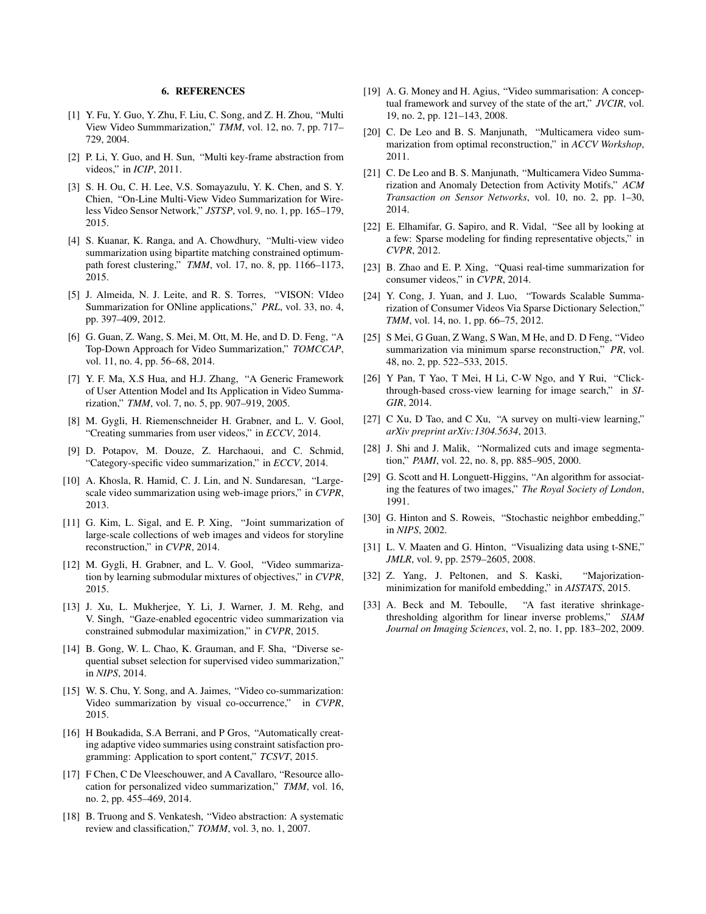## 6. REFERENCES

[1] Y. Fu, Y. Guo, Y. Zhu, F. Liu, C. Song, and Z. H. Zhou, "Multi View Video Summmarization," *TMM*, vol. 12, no. 7, pp. 717–729, 2004.

[2] P. Li, Y. Guo, and H. Sun, "Multi key-frame abstraction from videos," in *ICIP*, 2011.

[3] S. H. Ou, C. H. Lee, V.S. Somayazulu, Y. K. Chen, and S. Y. Chien, "On-Line Multi-View Video Summarization for Wireless Video Sensor Network," *JSTSP*, vol. 9, no. 1, pp. 165–179, 2015.

[4] S. Kuanar, K. Ranga, and A. Chowdhury, "Multi-view video summarization using bipartite matching constrained optimum-path forest clustering," *TMM*, vol. 17, no. 8, pp. 1166–1173, 2015.

[5] J. Almeida, N. J. Leite, and R. S. Torres, "VISON: VIdeo Summarization for ONline applications," *PRL*, vol. 33, no. 4, pp. 397–409, 2012.

[6] G. Guan, Z. Wang, S. Mei, M. Ott, M. He, and D. D. Feng, "A Top-Down Approach for Video Summarization," *TOMCCAP*, vol. 11, no. 4, pp. 56–68, 2014.

[7] Y. F. Ma, X.S Hua, and H.J. Zhang, "A Generic Framework of User Attention Model and Its Application in Video Summarization," *TMM*, vol. 7, no. 5, pp. 907–919, 2005.

[8] M. Gygli, H. Riemenschneider H. Grabner, and L. V. Gool, "Creating summaries from user videos," in *ECCV*, 2014.

[9] D. Potapov, M. Douze, Z. Harchaoui, and C. Schmid, "Category-specific video summarization," in *ECCV*, 2014.

[10] A. Khosla, R. Hamid, C. J. Lin, and N. Sundaresan, "Large-scale video summarization using web-image priors," in *CVPR*, 2013.

[11] G. Kim, L. Sigal, and E. P. Xing, "Joint summarization of large-scale collections of web images and videos for storyline reconstruction," in *CVPR*, 2014.

[12] M. Gygli, H. Grabner, and L. V. Gool, "Video summarization by learning submodular mixtures of objectives," in *CVPR*, 2015.

[13] J. Xu, L. Mukherjee, Y. Li, J. Warner, J. M. Rehg, and V. Singh, "Gaze-enabled egocentric video summarization via constrained submodular maximization," in *CVPR*, 2015.

[14] B. Gong, W. L. Chao, K. Grauman, and F. Sha, "Diverse sequential subset selection for supervised video summarization," in *NIPS*, 2014.

[15] W. S. Chu, Y. Song, and A. Jaimes, "Video co-summarization: Video summarization by visual co-occurrence," in *CVPR*, 2015.

[16] H Boukadida, S.A Berrani, and P Gros, "Automatically creating adaptive video summaries using constraint satisfaction programming: Application to sport content," *TCSVT*, 2015.

[17] F Chen, C De Vleeschouwer, and A Cavallaro, "Resource allocation for personalized video summarization," *TMM*, vol. 16, no. 2, pp. 455–469, 2014.

[18] B. Truong and S. Venkatesh, "Video abstraction: A systematic review and classification," *TOMM*, vol. 3, no. 1, 2007.

[19] A. G. Money and H. Agius, "Video summarisation: A conceptual framework and survey of the state of the art," *JVCIR*, vol. 19, no. 2, pp. 121–143, 2008.

[20] C. De Leo and B. S. Manjunath, "Multicamera video summarization from optimal reconstruction," in *ACCV Workshop*, 2011.

[21] C. De Leo and B. S. Manjunath, "Multicamera Video Summarization and Anomaly Detection from Activity Motifs," *ACM Transaction on Sensor Networks*, vol. 10, no. 2, pp. 1–30, 2014.

[22] E. Elhamifar, G. Sapiro, and R. Vidal, "See all by looking at a few: Sparse modeling for finding representative objects," in *CVPR*, 2012.

[23] B. Zhao and E. P. Xing, "Quasi real-time summarization for consumer videos," in *CVPR*, 2014.

[24] Y. Cong, J. Yuan, and J. Luo, "Towards Scalable Summarization of Consumer Videos Via Sparse Dictionary Selection," *TMM*, vol. 14, no. 1, pp. 66–75, 2012.

[25] S Mei, G Guan, Z Wang, S Wan, M He, and D. D Feng, "Video summarization via minimum sparse reconstruction," *PR*, vol. 48, no. 2, pp. 522–533, 2015.

[26] Y Pan, T Yao, T Mei, H Li, C-W Ngo, and Y Rui, "Click-through-based cross-view learning for image search," in *SIGIR*, 2014.

[27] C Xu, D Tao, and C Xu, "A survey on multi-view learning," *arXiv preprint arXiv:1304.5634*, 2013.

[28] J. Shi and J. Malik, "Normalized cuts and image segmentation," *PAMI*, vol. 22, no. 8, pp. 885–905, 2000.

[29] G. Scott and H. Longuett-Higgins, "An algorithm for associating the features of two images," *The Royal Society of London*, 1991.

[30] G. Hinton and S. Roweis, "Stochastic neighbor embedding," in *NIPS*, 2002.

[31] L. V. Maaten and G. Hinton, "Visualizing data using t-SNE," *JMLR*, vol. 9, pp. 2579–2605, 2008.

[32] Z. Yang, J. Peltonen, and S. Kaski, "Majorization-minimization for manifold embedding," in *AISTATS*, 2015.

[33] A. Beck and M. Teboulle, "A fast iterative shrinkage-thresholding algorithm for linear inverse problems," *SIAM Journal on Imaging Sciences*, vol. 2, no. 1, pp. 183–202, 2009.